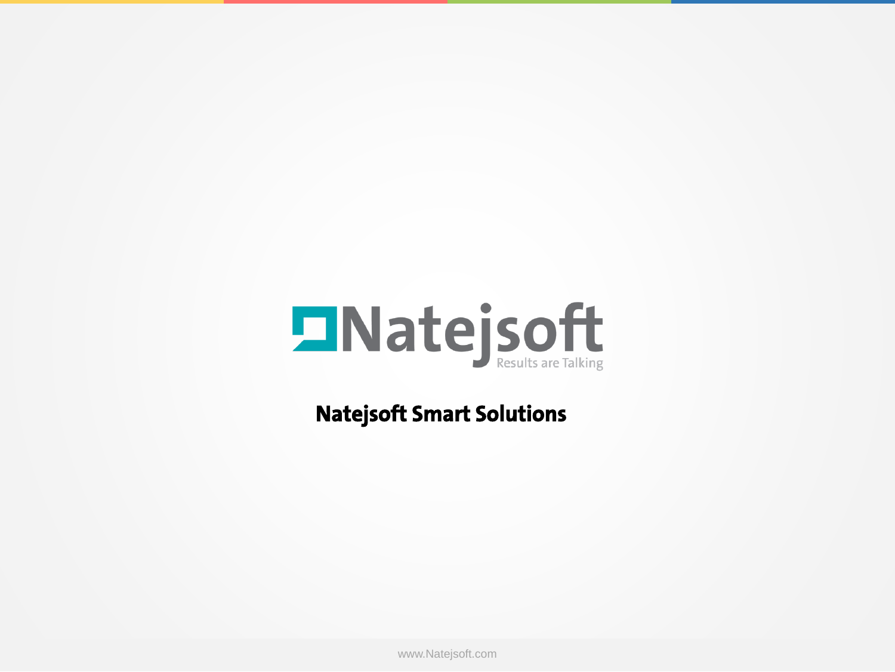Natejsoft

Results are Talking

# Natejsoft Smart Solutions

www.Natejsoft.com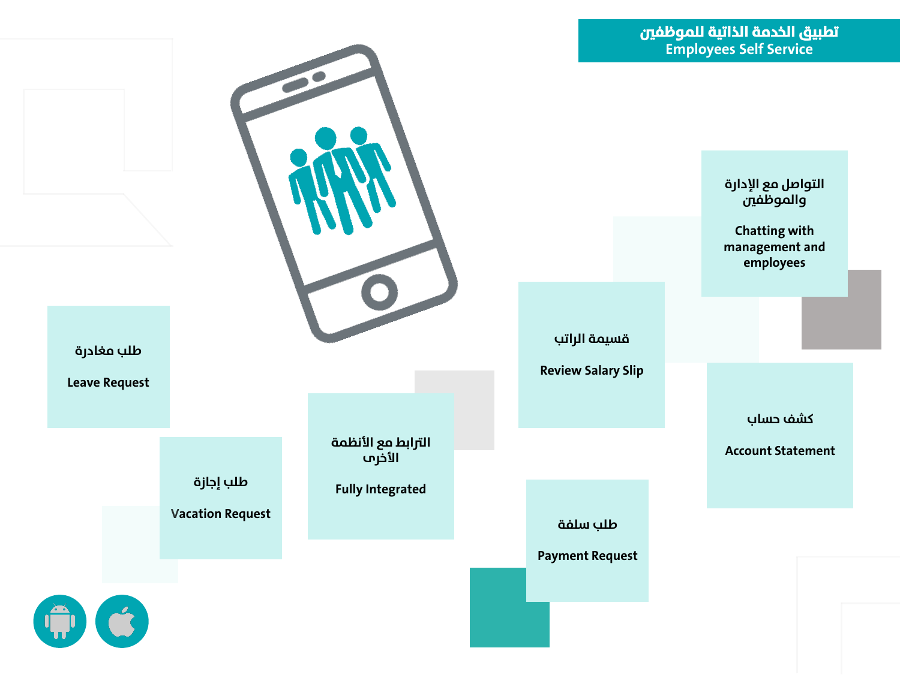# تطبيق الخدمة الذاتية للموظفين
# Employees Self Service

التواصل مع الإدارة والموظفين

Chatting with management and employees

قسيمة الراتب

Review Salary Slip

كشف حساب

Account Statement

طلب سلفة

Payment Request

الترابط مع الأنظمة الأخرى

Fully Integrated

طلب إجازة

Vacation Request

طلب مغادرة

Leave Request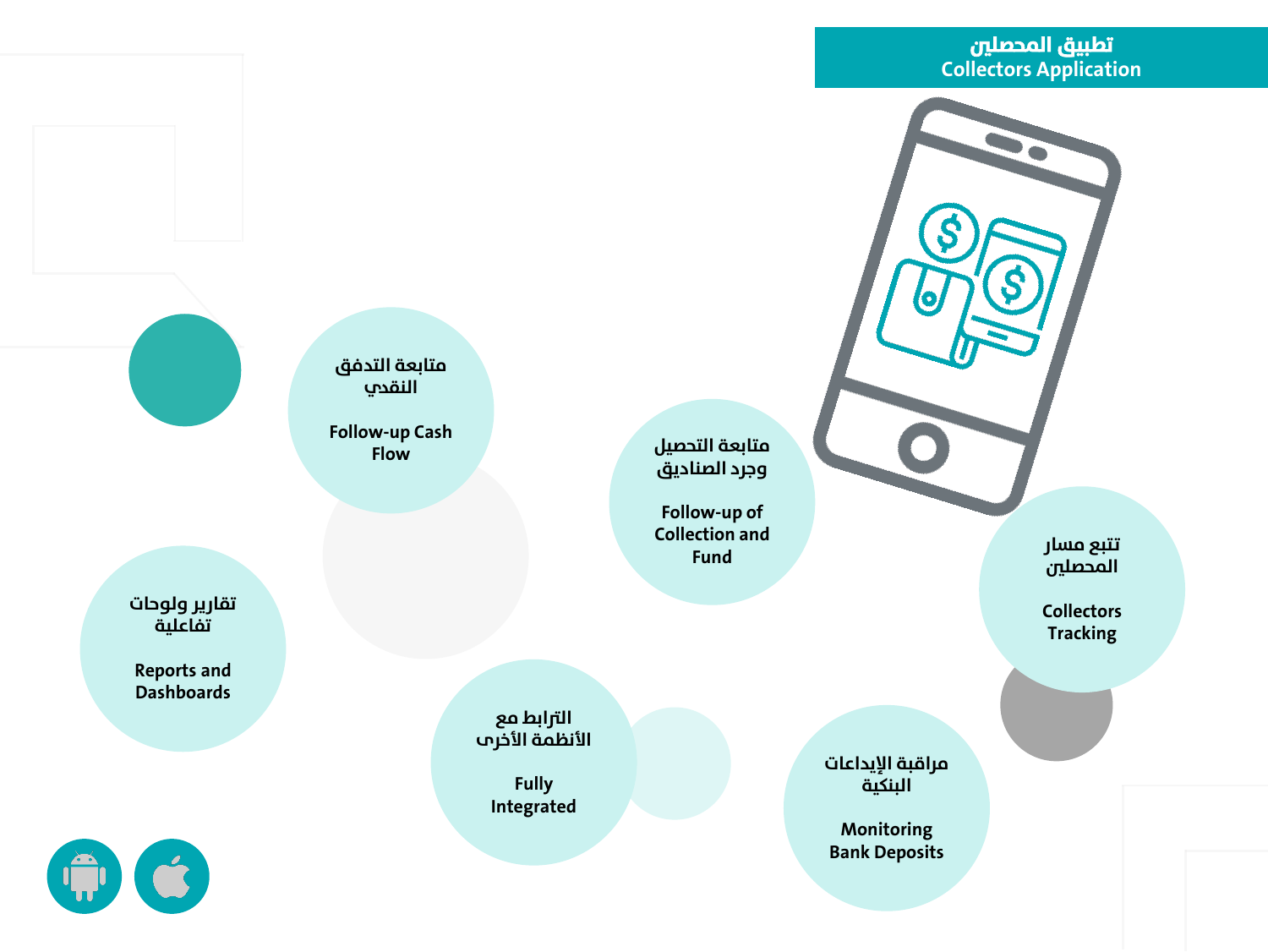# تطبيق المحصلين
# Collectors Application

**متابعة التدفق النقدي**

**Follow-up Cash Flow**

**متابعة التحصيل وجرد الصناديق**

**Follow-up of Collection and Fund**

**تتبع مسار المحصلين**

**Collectors Tracking**

**تقارير ولوحات تفاعلية**

**Reports and Dashboards**

**الترابط مع الأنظمة الأخرى**

**Fully Integrated**

**مراقبة الإيداعات البنكية**

**Monitoring Bank Deposits**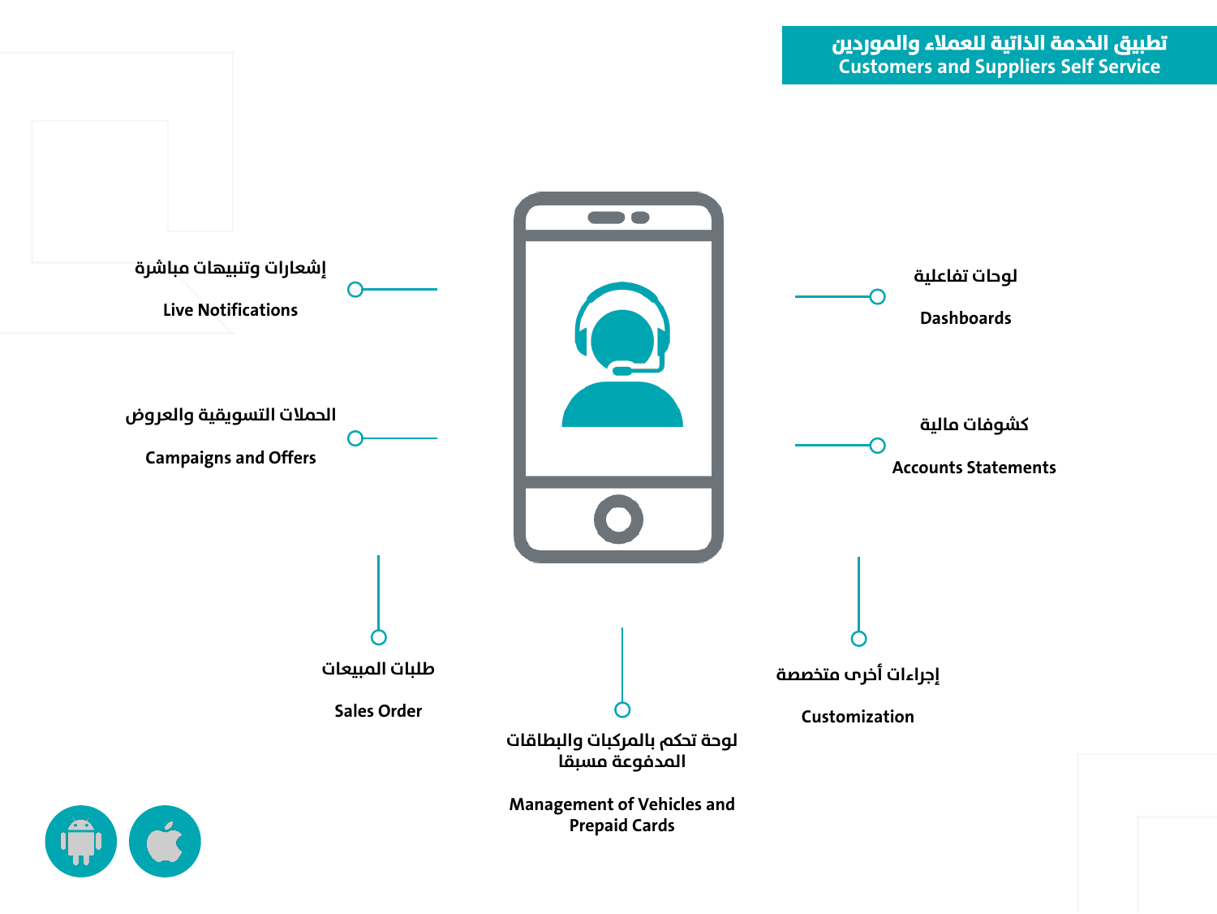# تطبيق الخدمة الذاتية للعملاء والموردين
# Customers and Suppliers Self Service

إشعارات وتنبيهات مباشرة

**Live Notifications**

الحملات التسويقية والعروض

**Campaigns and Offers**

لوحات تفاعلية

**Dashboards**

كشوفات مالية

**Accounts Statements**

طلبات المبيعات

**Sales Order**

لوحة تحكم بالمركبات والبطاقات المدفوعة مسبقا

**Management of Vehicles and Prepaid Cards**

إجراءات أخرى متخصصة

**Customization**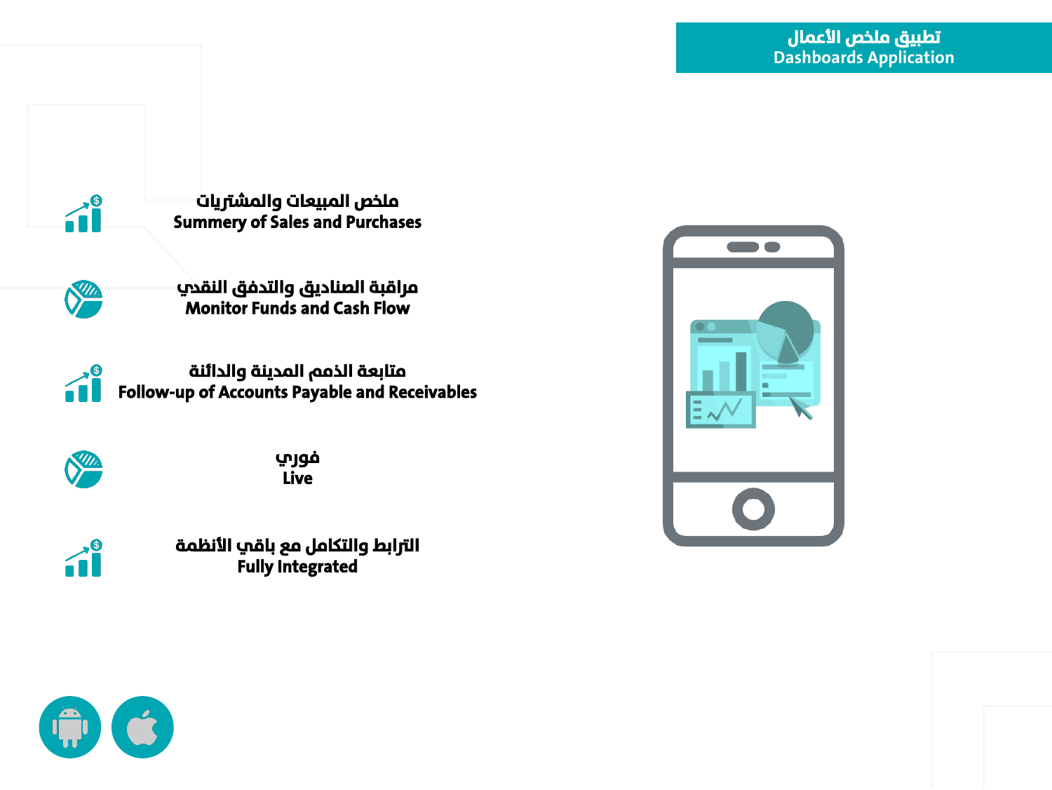## تطبيق ملخص الأعمال
## Dashboards Application

- ملخص المبيعات والمشتريات
  Summery of Sales and Purchases
- مراقبة الصناديق والتدفق النقدي
  Monitor Funds and Cash Flow
- متابعة الذمم المدينة والدائنة
  Follow-up of Accounts Payable and Receivables
- فوري
  Live
- الترابط والتكامل مع باقي الأنظمة
  Fully Integrated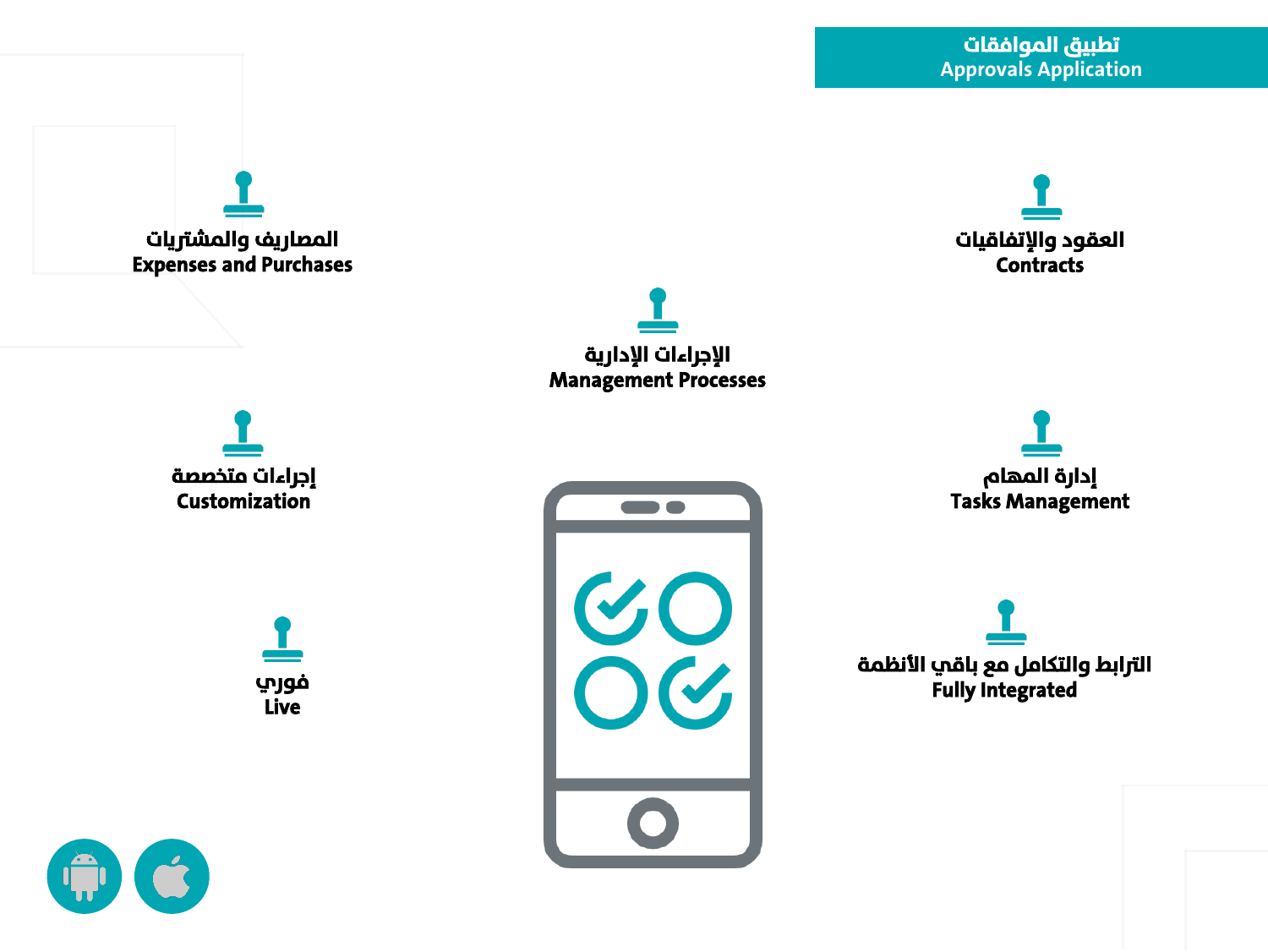## تطبيق الموافقات
## Approvals Application

**المصاريف والمشتريات**
**Expenses and Purchases**

**العقود والإتفاقيات**
**Contracts**

**الإجراءات الإدارية**
**Management Processes**

**إجراءات متخصصة**
**Customization**

**إدارة المهام**
**Tasks Management**

**فوري**
**Live**

**الترابط والتكامل مع باقي الأنظمة**
**Fully Integrated**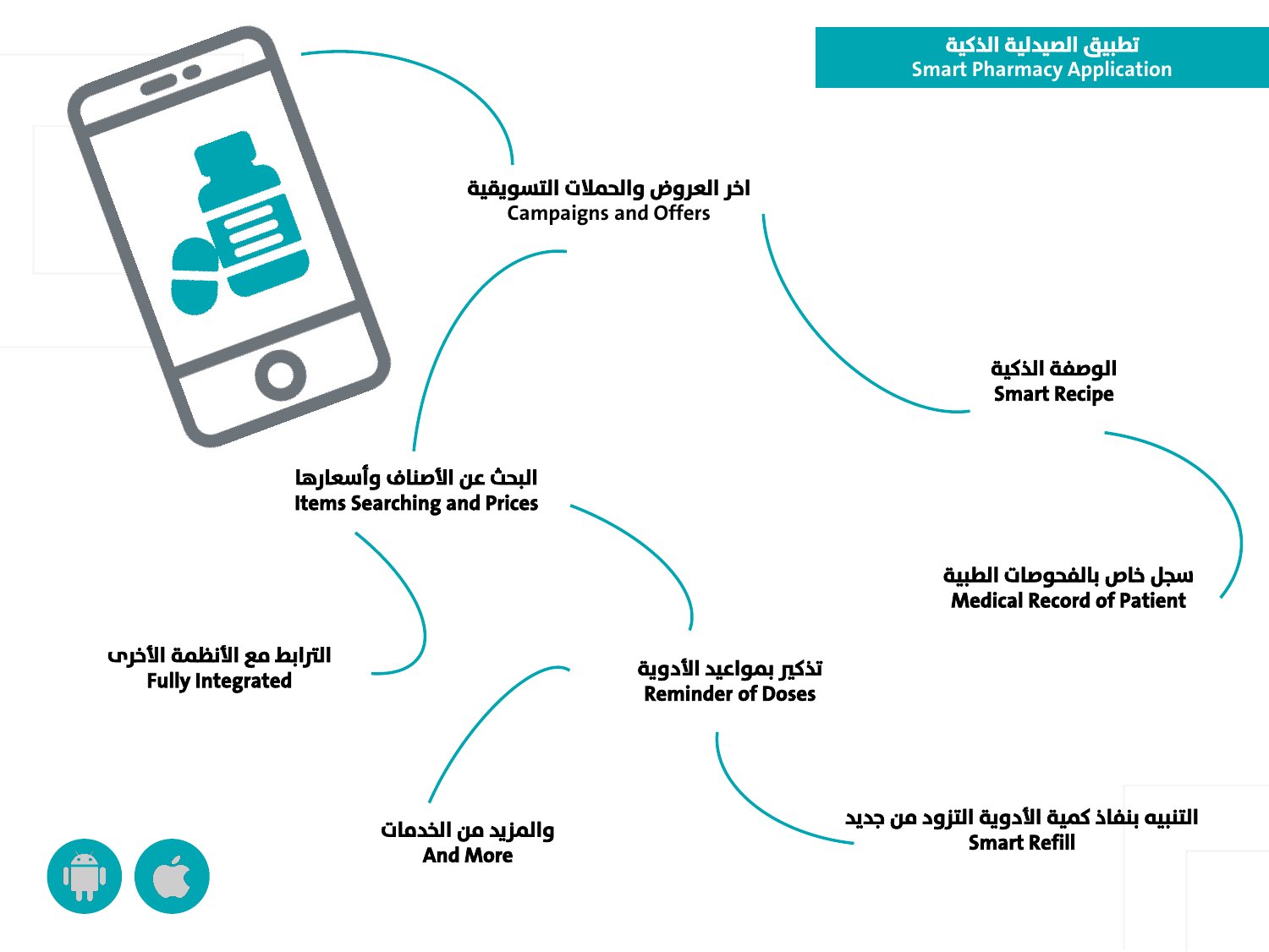## تطبيق الصيدلية الذكية
## Smart Pharmacy Application

**اخر العروض والحملات التسويقية**
Campaigns and Offers

**الوصفة الذكية**
**Smart Recipe**

**سجل خاص بالفحوصات الطبية**
**Medical Record of Patient**

**البحث عن الأصناف وأسعارها**
**Items Searching and Prices**

**الترابط مع الأنظمة الأخرى**
**Fully Integrated**

**تذكير بمواعيد الأدوية**
**Reminder of Doses**

**والمزيد من الخدمات**
**And More**

**التنبيه بنفاذ كمية الأدوية التزود من جديد**
**Smart Refill**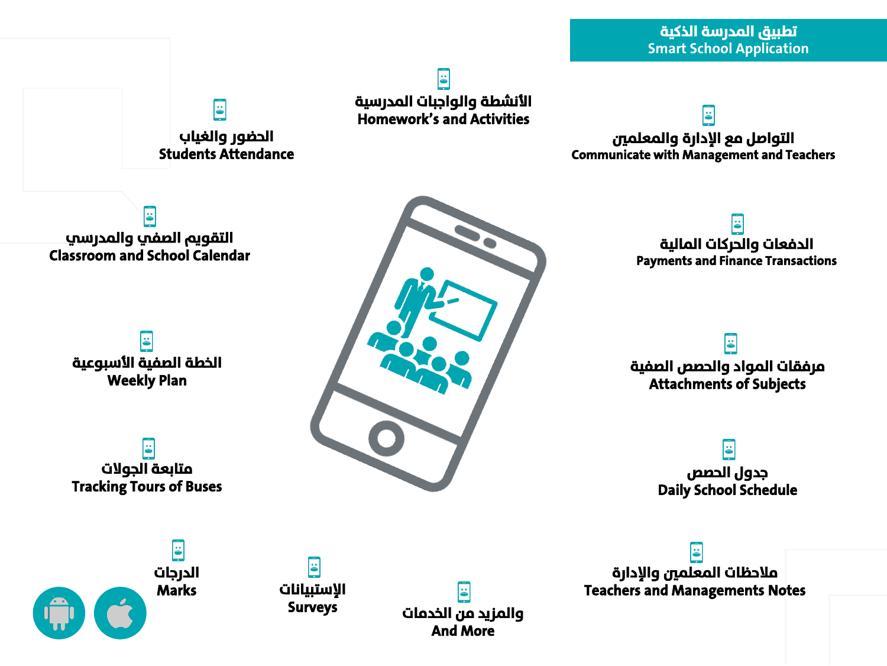## تطبيق المدرسة الذكية
## Smart School Application

- التواصل مع الإدارة والمعلمين
  Communicate with Management and Teachers
- الأنشطة والواجبات المدرسية
  Homework's and Activities
- الحضور والغياب
  Students Attendance
- الدفعات والحركات المالية
  Payments and Finance Transactions
- التقويم الصفي والمدرسي
  Classroom and School Calendar
- مرفقات المواد والحصص الصفية
  Attachments of Subjects
- الخطة الصفية الأسبوعية
  Weekly Plan
- جدول الحصص
  Daily School Schedule
- متابعة الجولات
  Tracking Tours of Buses
- ملاحظات المعلمين والإدارة
  Teachers and Managements Notes
- الدرجات
  Marks
- الإستبيانات
  Surveys
- والمزيد من الخدمات
  And More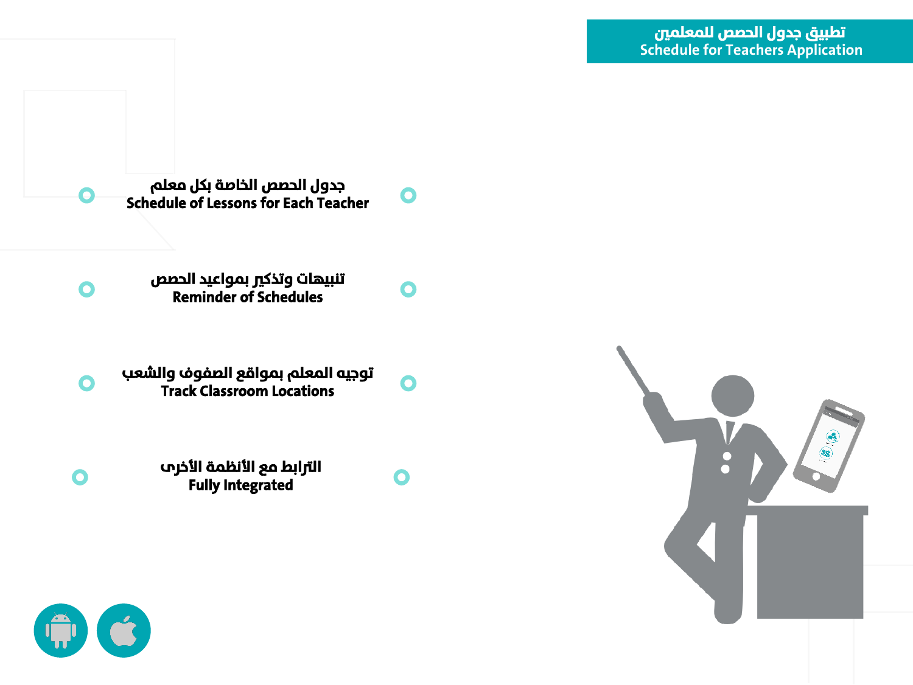## تطبيق جدول الحصص للمعلمين
## Schedule for Teachers Application

- جدول الحصص الخاصة بكل معلم
  **Schedule of Lessons for Each Teacher**

- تنبيهات وتذكير بمواعيد الحصص
  **Reminder of Schedules**

- توجيه المعلم بمواقع الصفوف والشعب
  **Track Classroom Locations**

- الترابط مع الأنظمة الأخرى
  **Fully Integrated**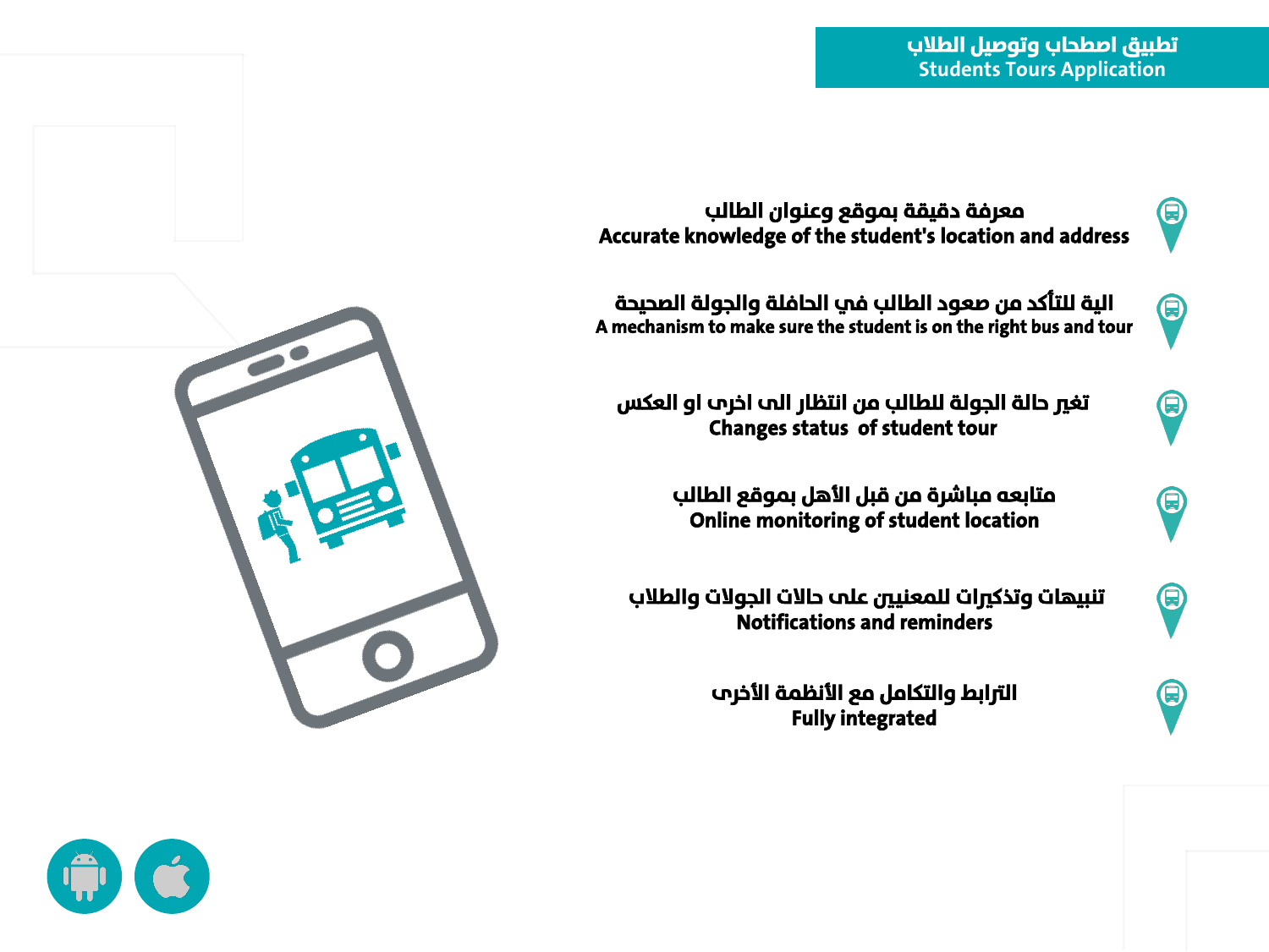## تطبيق اصطحاب وتوصيل الطلاب
## Students Tours Application

- معرفة دقيقة بموقع وعنوان الطالب
  **Accurate knowledge of the student's location and address**

- الية للتأكد من صعود الطالب في الحافلة والجولة الصحيحة
  **A mechanism to make sure the student is on the right bus and tour**

- تغير حالة الجولة للطالب من انتظار الى اخرى او العكس
  **Changes status of student tour**

- متابعه مباشرة من قبل الأهل بموقع الطالب
  **Online monitoring of student location**

- تنبيهات وتذكيرات للمعنيين على حالات الجولات والطلاب
  **Notifications and reminders**

- الترابط والتكامل مع الأنظمة الأخرى
  **Fully integrated**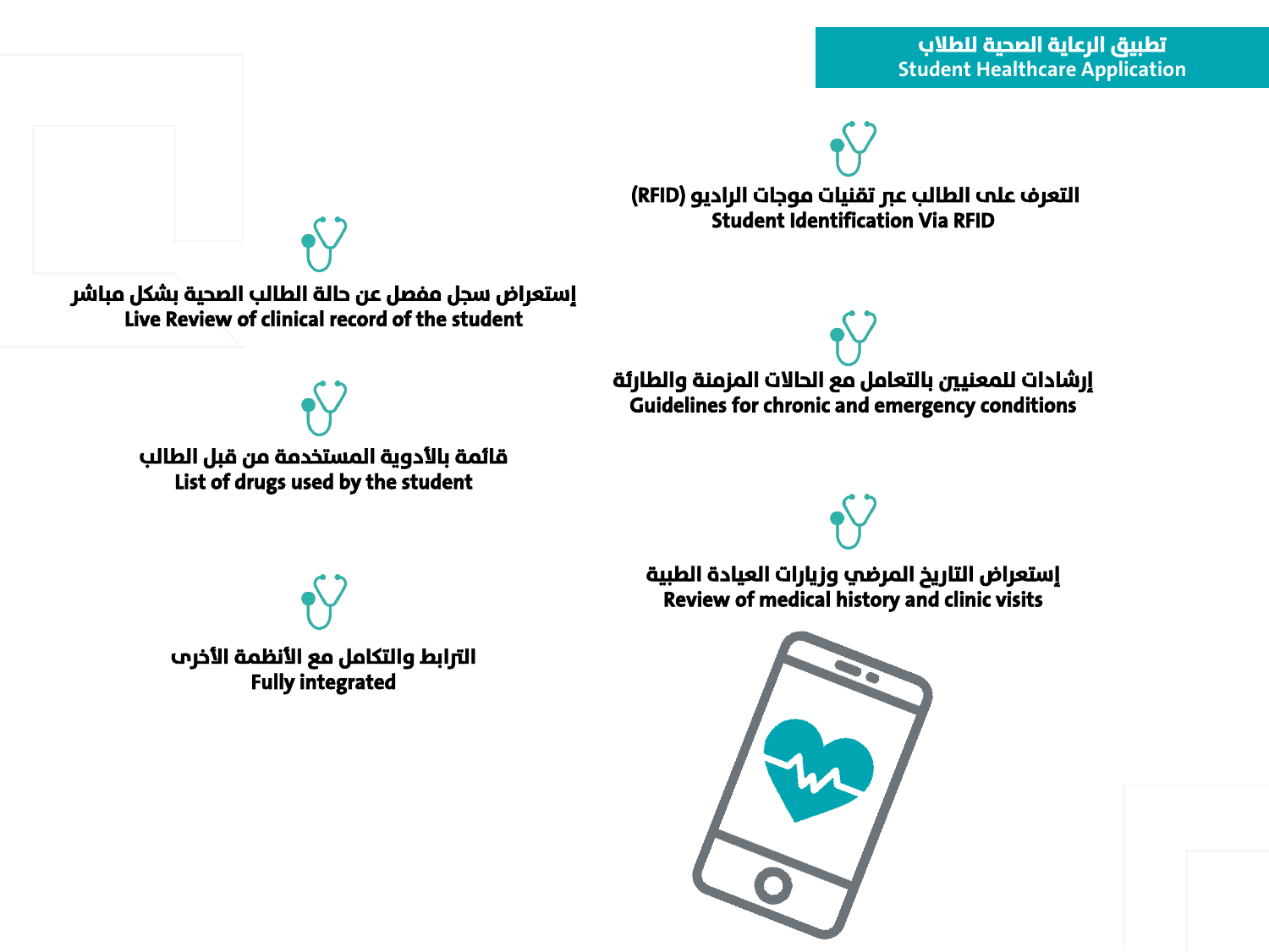# تطبيق الرعاية الصحية للطلاب
# Student Healthcare Application

- التعرف على الطالب عبر تقنيات موجات الراديو (RFID)
  **Student Identification Via RFID**

- إستعراض سجل مفصل عن حالة الطالب الصحية بشكل مباشر
  **Live Review of clinical record of the student**

- إرشادات للمعنيين بالتعامل مع الحالات المزمنة والطارئة
  **Guidelines for chronic and emergency conditions**

- قائمة بالأدوية المستخدمة من قبل الطالب
  **List of drugs used by the student**

- إستعراض التاريخ المرضي وزيارات العيادة الطبية
  **Review of medical history and clinic visits**

- الترابط والتكامل مع الأنظمة الأخرى
  **Fully integrated**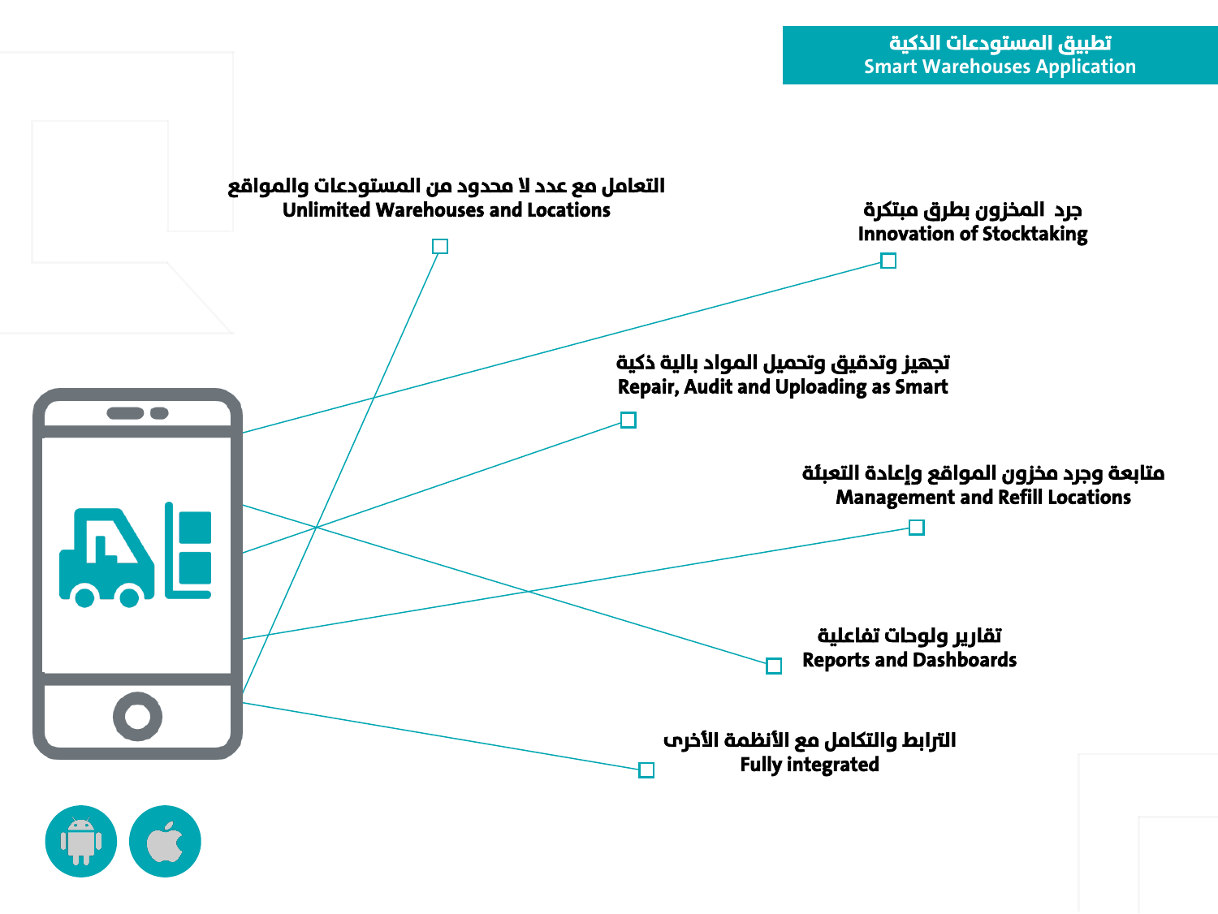## تطبيق المستودعات الذكية
## Smart Warehouses Application

- التعامل مع عدد لا محدود من المستودعات والمواقع
  **Unlimited Warehouses and Locations**
- جرد المخزون بطرق مبتكرة
  **Innovation of Stocktaking**
- تجهيز وتدقيق وتحميل المواد بالية ذكية
  **Repair, Audit and Uploading as Smart**
- متابعة وجرد مخزون المواقع وإعادة التعبئة
  **Management and Refill Locations**
- تقارير ولوحات تفاعلية
  **Reports and Dashboards**
- الترابط والتكامل مع الأنظمة الأخرى
  **Fully integrated**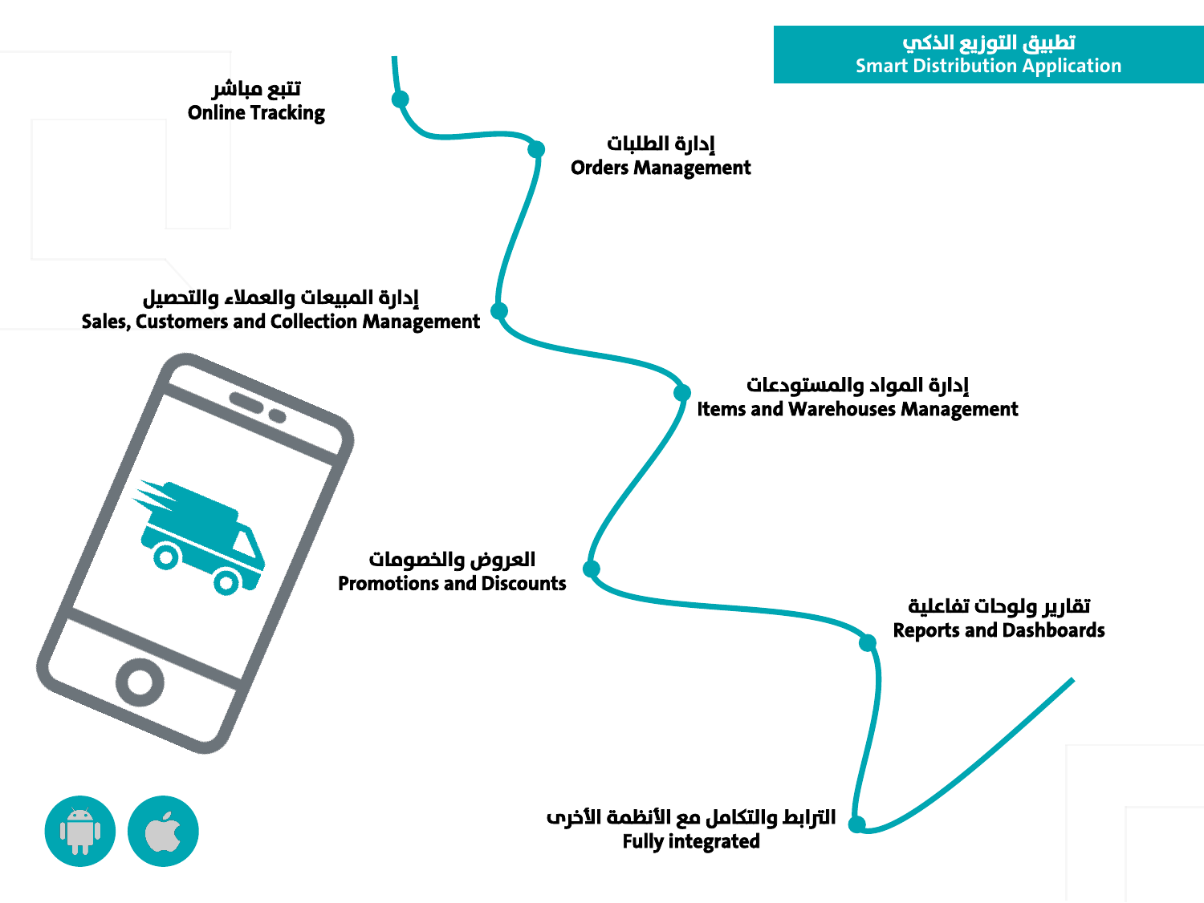# تطبيق التوزيع الذكي
# Smart Distribution Application

تتبع مباشر
**Online Tracking**

إدارة الطلبات
**Orders Management**

إدارة المبيعات والعملاء والتحصيل
**Sales, Customers and Collection Management**

إدارة المواد والمستودعات
**Items and Warehouses Management**

العروض والخصومات
**Promotions and Discounts**

تقارير ولوحات تفاعلية
**Reports and Dashboards**

الترابط والتكامل مع الأنظمة الأخرى
**Fully integrated**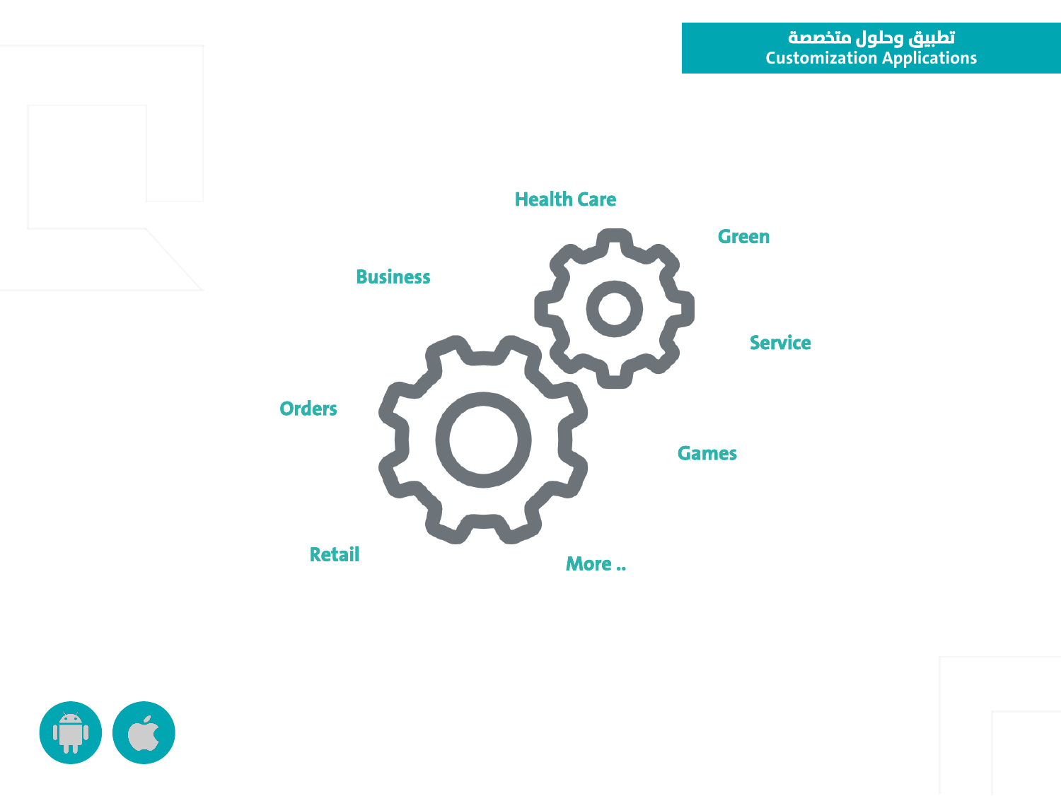## تطبيق وحلول متخصصة
## Customization Applications

Health Care

Green

Business

Service

Orders

Games

Retail

More ..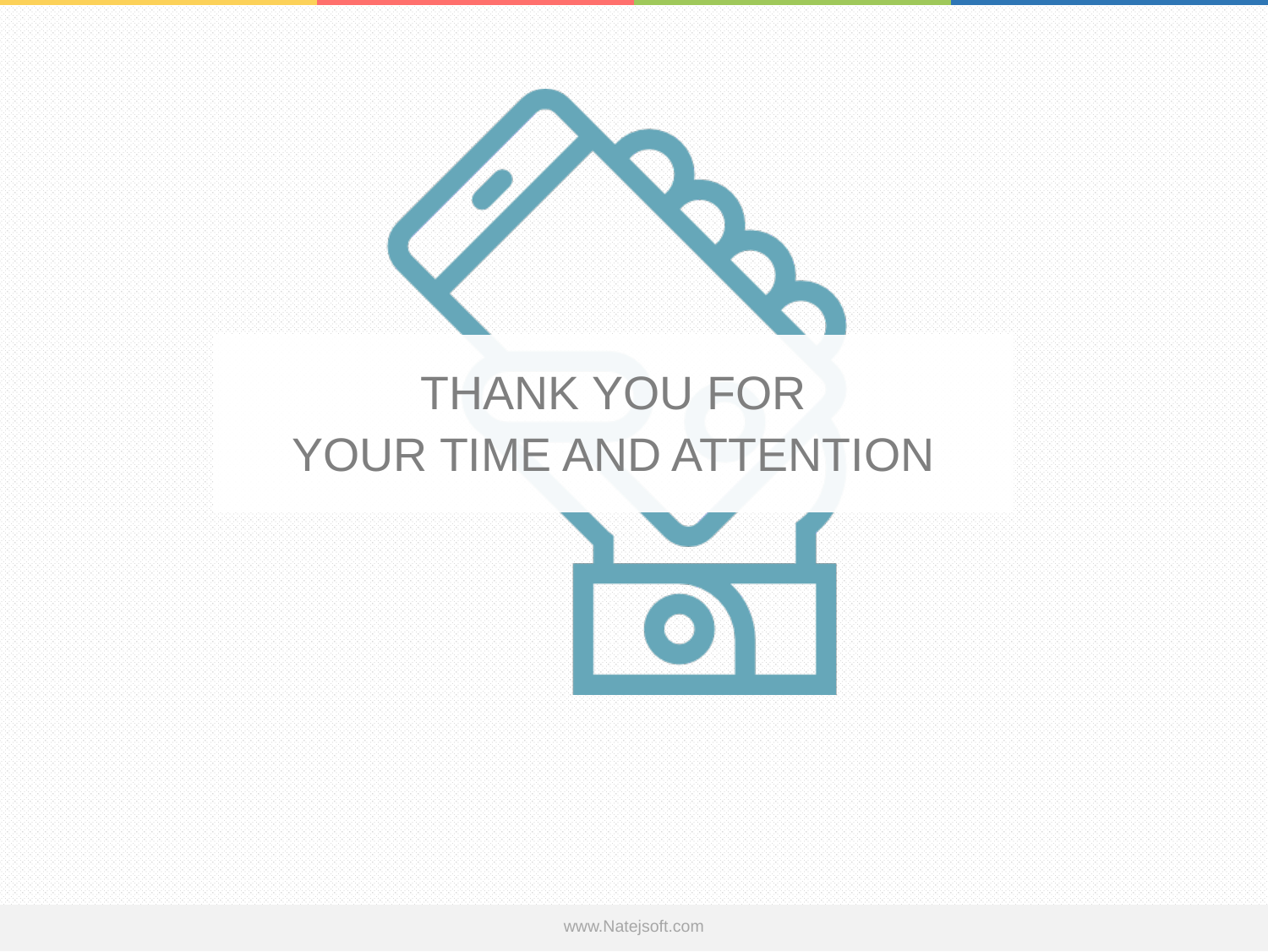# THANK YOU FOR YOUR TIME AND ATTENTION

www.Natejsoft.com